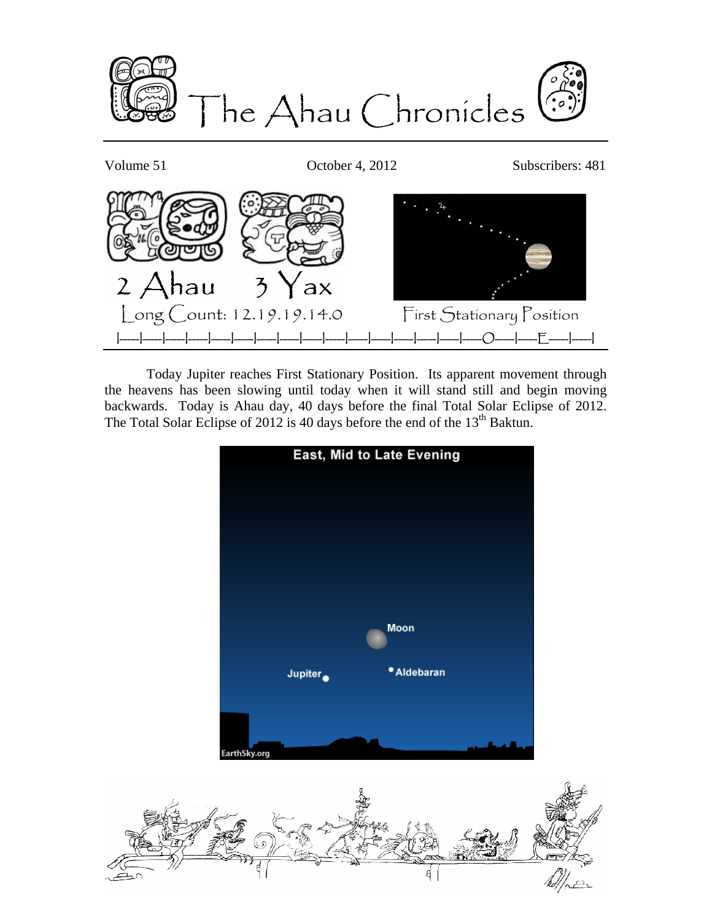# The Ahau Chronicles

Volume 51 | October 4, 2012 | Subscribers: 481

2 Ahau 3 Yax

Long Count: 12.19.19.14.0

First Stationary Position

Today Jupiter reaches First Stationary Position. Its apparent movement through the heavens has been slowing until today when it will stand still and begin moving backwards. Today is Ahau day, 40 days before the final Total Solar Eclipse of 2012. The Total Solar Eclipse of 2012 is 40 days before the end of the 13th Baktun.

East, Mid to Late Evening

Moon

Jupiter

Aldebaran

EarthSky.org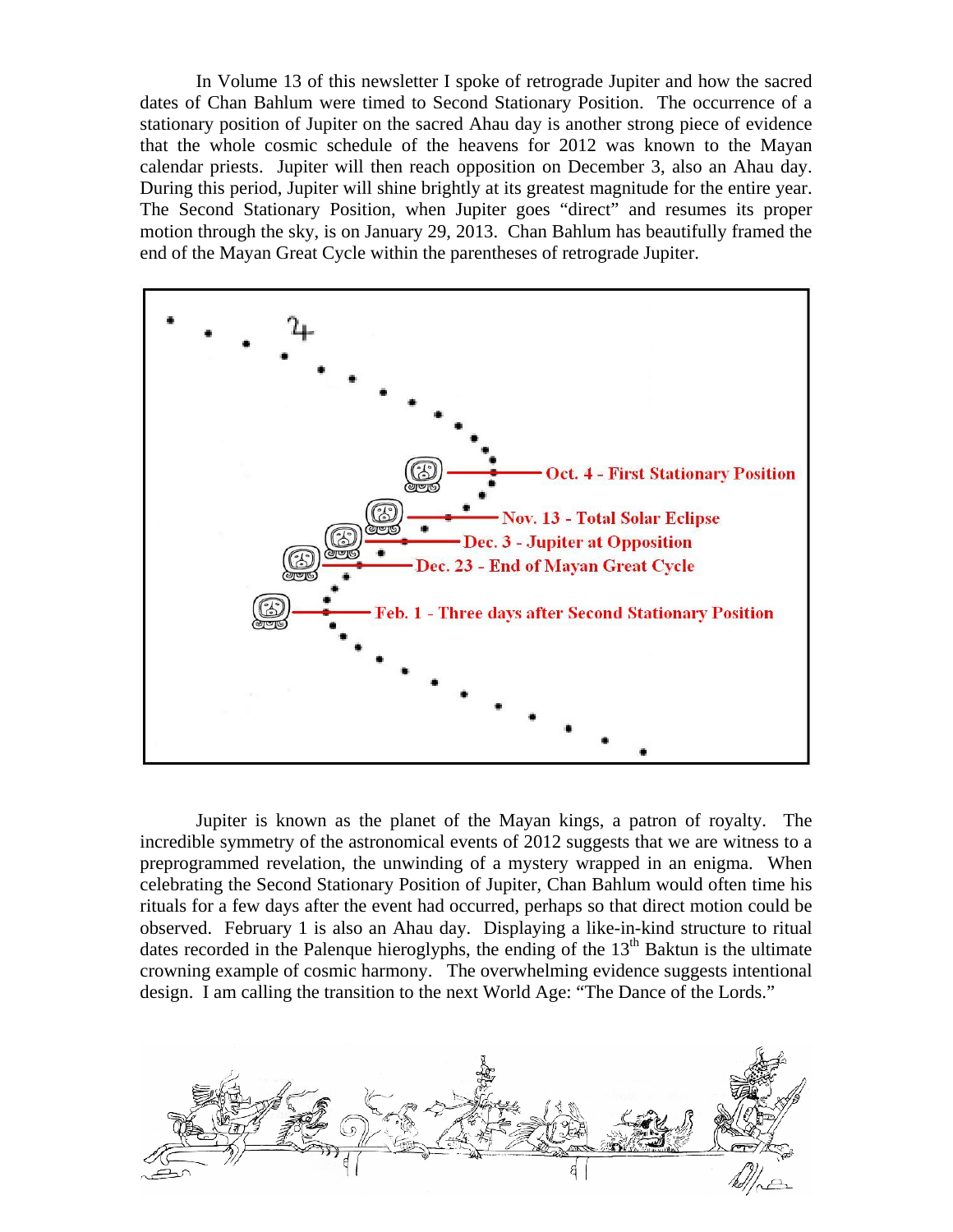In Volume 13 of this newsletter I spoke of retrograde Jupiter and how the sacred dates of Chan Bahlum were timed to Second Stationary Position. The occurrence of a stationary position of Jupiter on the sacred Ahau day is another strong piece of evidence that the whole cosmic schedule of the heavens for 2012 was known to the Mayan calendar priests. Jupiter will then reach opposition on December 3, also an Ahau day. During this period, Jupiter will shine brightly at its greatest magnitude for the entire year. The Second Stationary Position, when Jupiter goes "direct" and resumes its proper motion through the sky, is on January 29, 2013. Chan Bahlum has beautifully framed the end of the Mayan Great Cycle within the parentheses of retrograde Jupiter.

Oct. 4 - First Stationary Position

Nov. 13 - Total Solar Eclipse

Dec. 3 - Jupiter at Opposition

Dec. 23 - End of Mayan Great Cycle

Feb. 1 - Three days after Second Stationary Position

Jupiter is known as the planet of the Mayan kings, a patron of royalty. The incredible symmetry of the astronomical events of 2012 suggests that we are witness to a preprogrammed revelation, the unwinding of a mystery wrapped in an enigma. When celebrating the Second Stationary Position of Jupiter, Chan Bahlum would often time his rituals for a few days after the event had occurred, perhaps so that direct motion could be observed. February 1 is also an Ahau day. Displaying a like-in-kind structure to ritual dates recorded in the Palenque hieroglyphs, the ending of the 13th Baktun is the ultimate crowning example of cosmic harmony. The overwhelming evidence suggests intentional design. I am calling the transition to the next World Age: "The Dance of the Lords."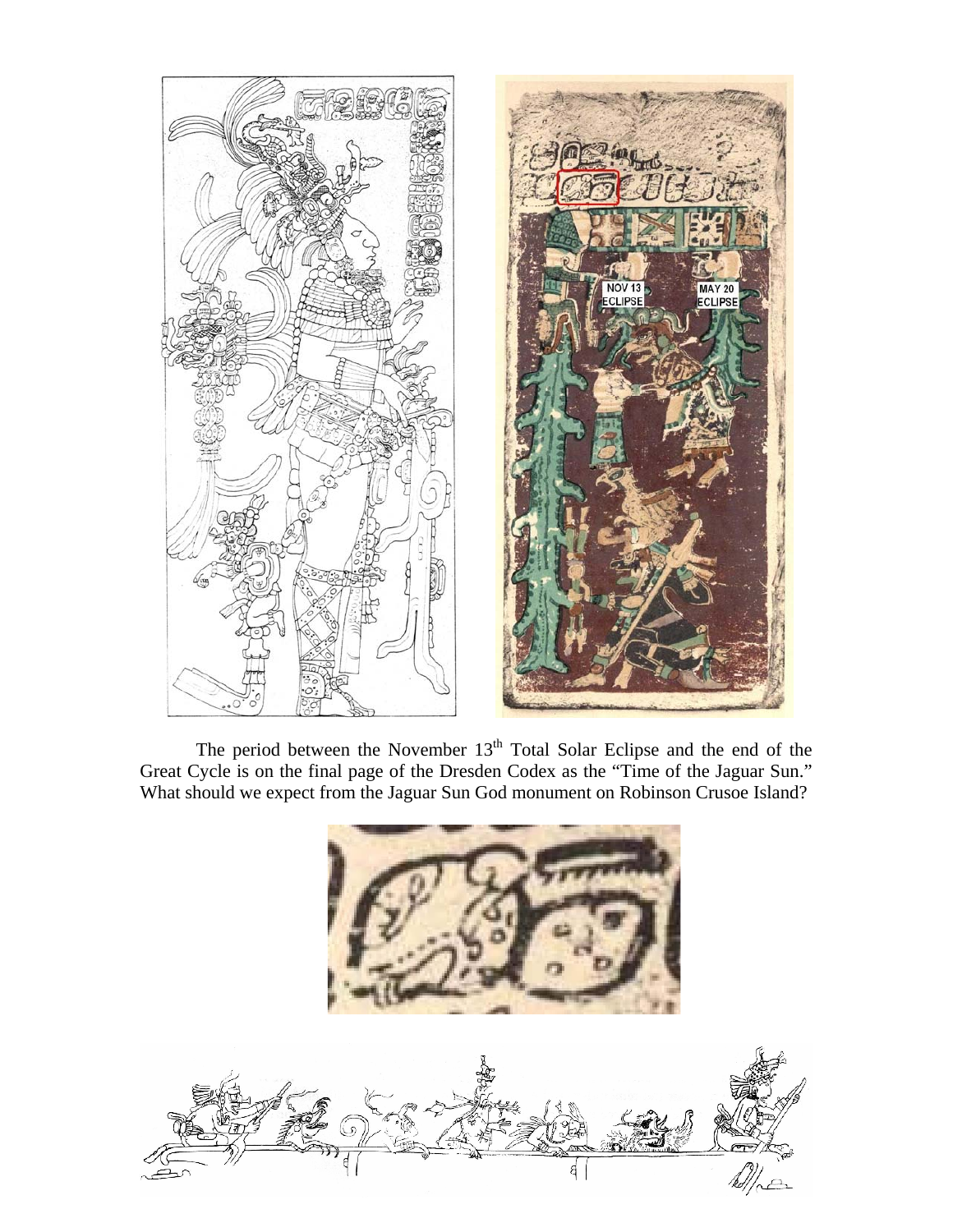The period between the November 13th Total Solar Eclipse and the end of the Great Cycle is on the final page of the Dresden Codex as the "Time of the Jaguar Sun." What should we expect from the Jaguar Sun God monument on Robinson Crusoe Island?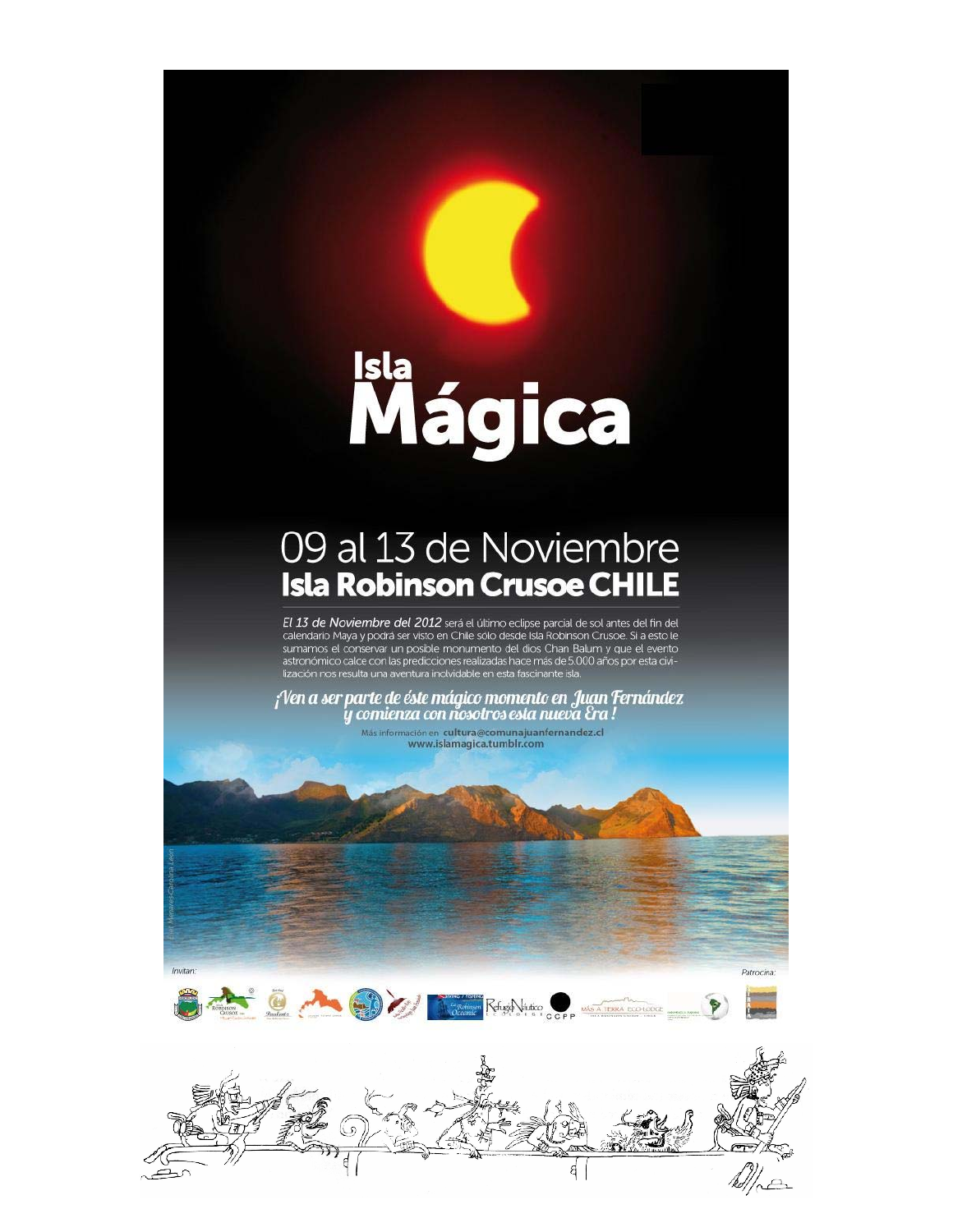# Isla Mágica

## 09 al 13 de Noviembre
## Isla Robinson Crusoe CHILE

*El 13 de Noviembre del 2012* será el último eclipse parcial de sol antes del fin del calendario Maya y podrá ser visto en Chile solo desde Isla Robinson Crusoe. Si a esto le sumamos el conservar un posible monumento del dios Chan Balum y que el evento astronómico calce con las predicciones realizadas hace más de 5.000 años por esta civilización nos resulta una aventura inolvidable en esta fascinante isla.

***¡Ven a ser parte de éste mágico momento en Juan Fernández y comienza con nosotros esta nueva Era!***

Más información en **cultura@comunajuanfernandez.cl**
**www.islamagica.tumblr.com**

Invitan:

Patrocina: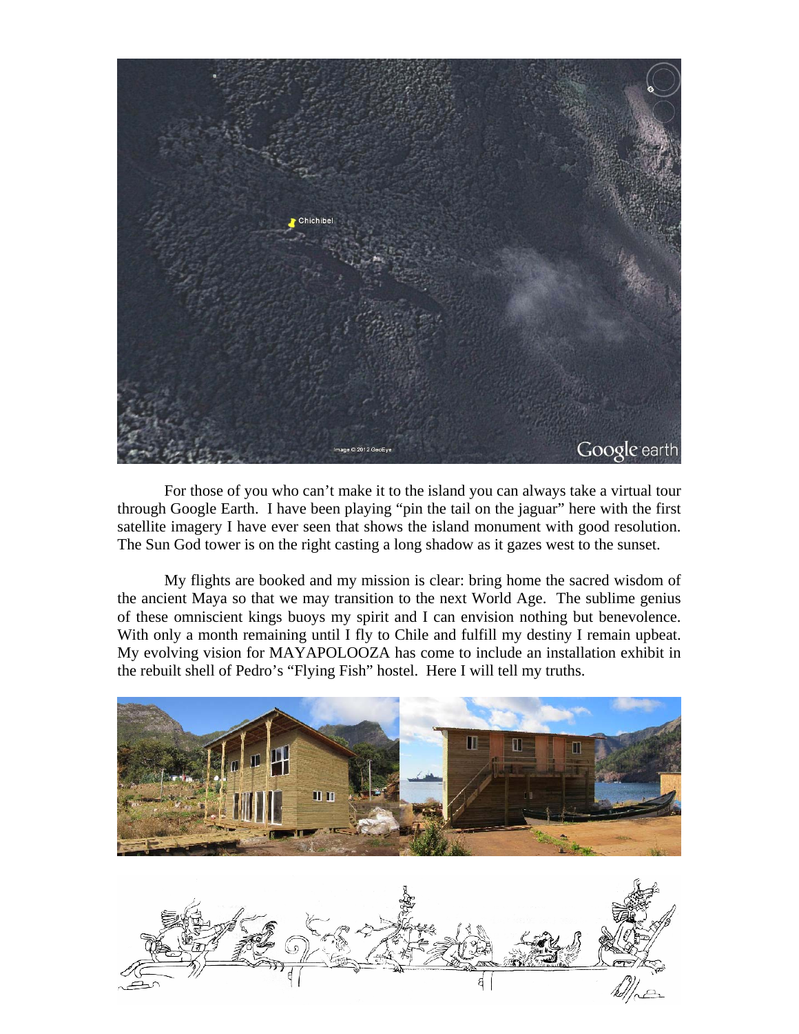For those of you who can't make it to the island you can always take a virtual tour through Google Earth. I have been playing "pin the tail on the jaguar" here with the first satellite imagery I have ever seen that shows the island monument with good resolution. The Sun God tower is on the right casting a long shadow as it gazes west to the sunset.

My flights are booked and my mission is clear: bring home the sacred wisdom of the ancient Maya so that we may transition to the next World Age. The sublime genius of these omniscient kings buoys my spirit and I can envision nothing but benevolence. With only a month remaining until I fly to Chile and fulfill my destiny I remain upbeat. My evolving vision for MAYAPOLOOZA has come to include an installation exhibit in the rebuilt shell of Pedro's "Flying Fish" hostel. Here I will tell my truths.